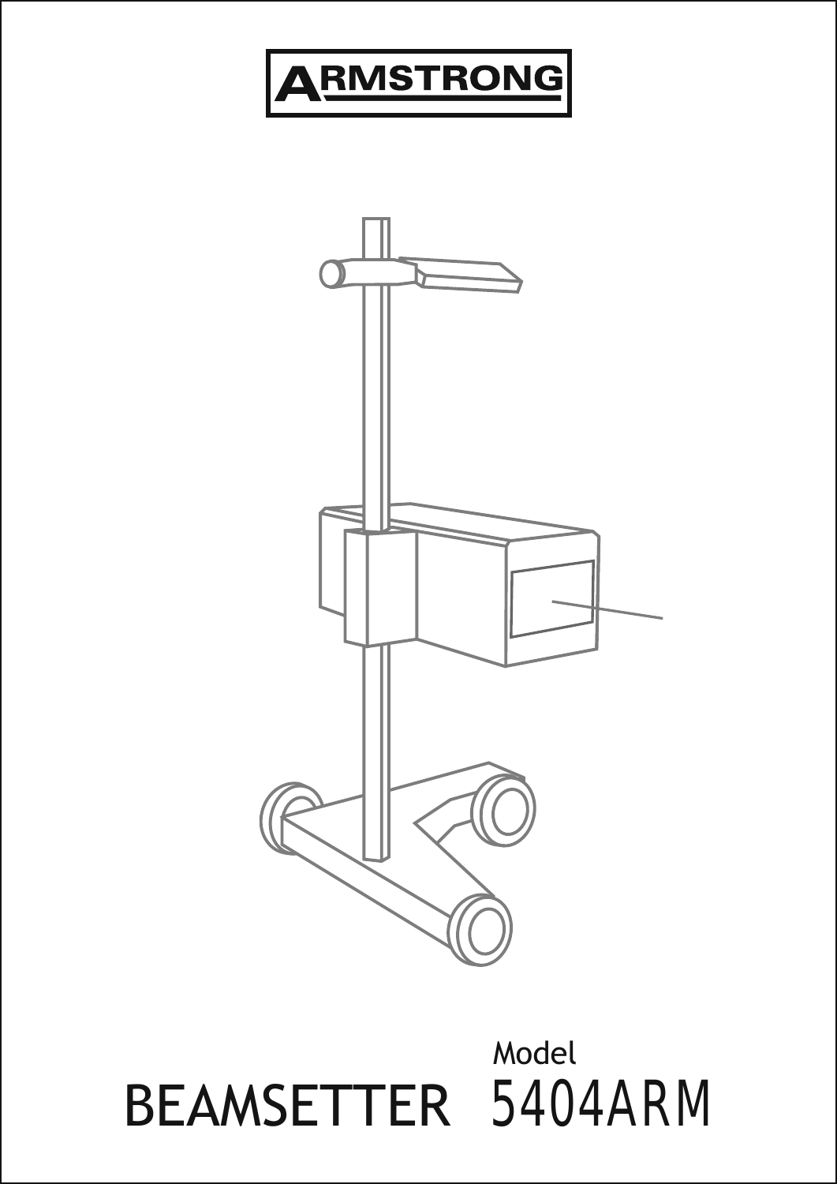# ARMSTRONG

Model

# BEAMSETTER 5404ARM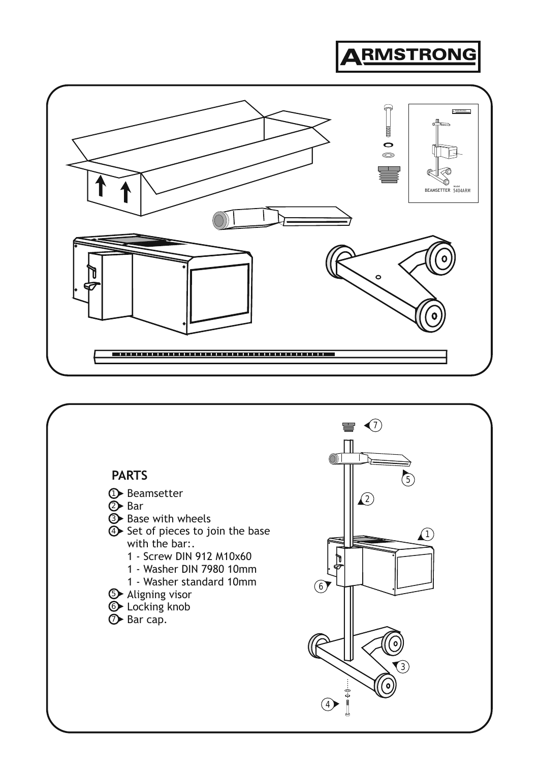## PARTS

1. Beamsetter
2. Bar
3. Base with wheels
4. Set of pieces to join the base with the bar:.
   - 1 - Screw DIN 912 M10x60
   - 1 - Washer DIN 7980 10mm
   - 1 - Washer standard 10mm
5. Aligning visor
6. Locking knob
7. Bar cap.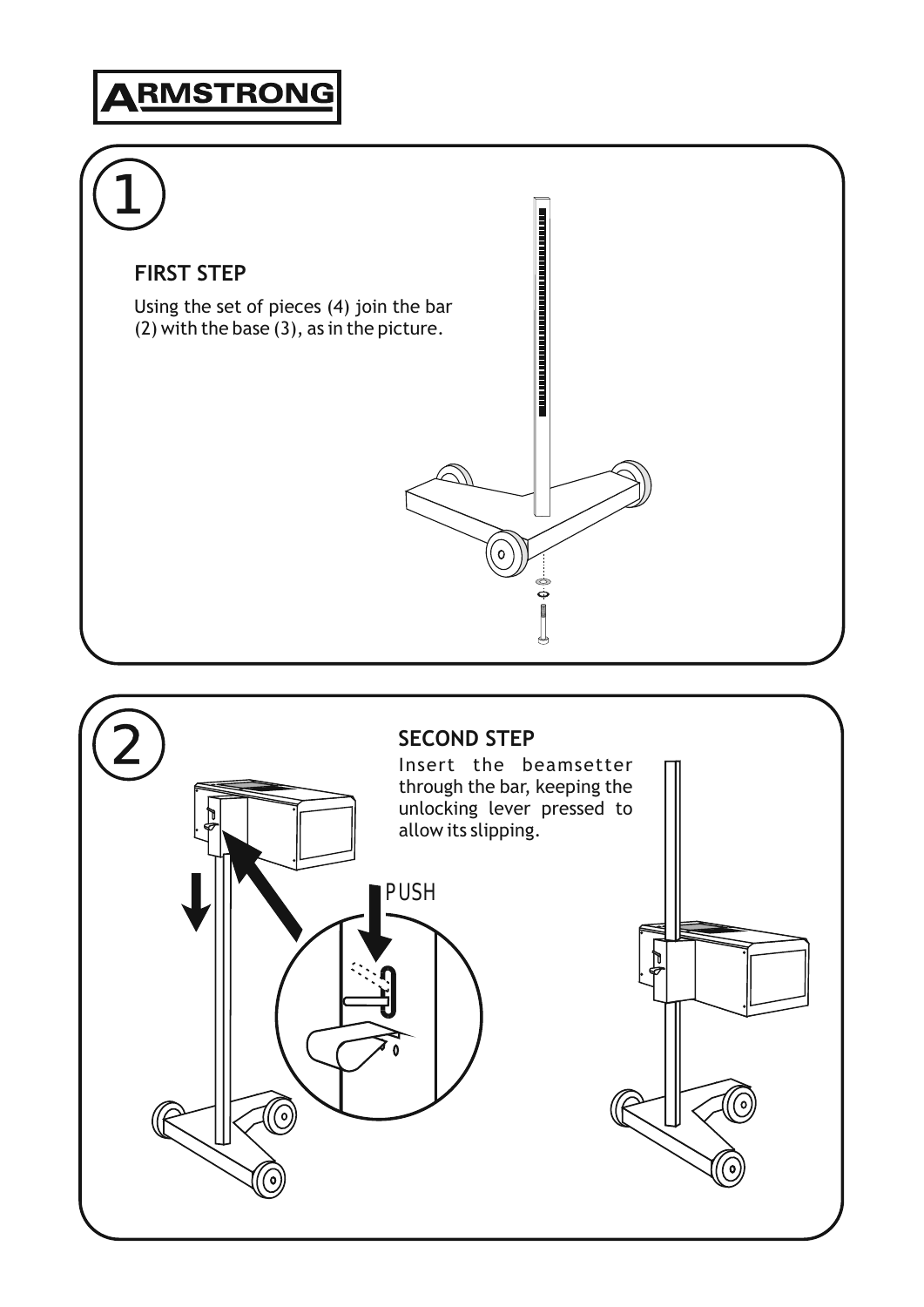1

### FIRST STEP

Using the set of pieces (4) join the bar (2) with the base (3), as in the picture.

2

### SECOND STEP

Insert the beamsetter through the bar, keeping the unlocking lever pressed to allow its slipping.

PUSH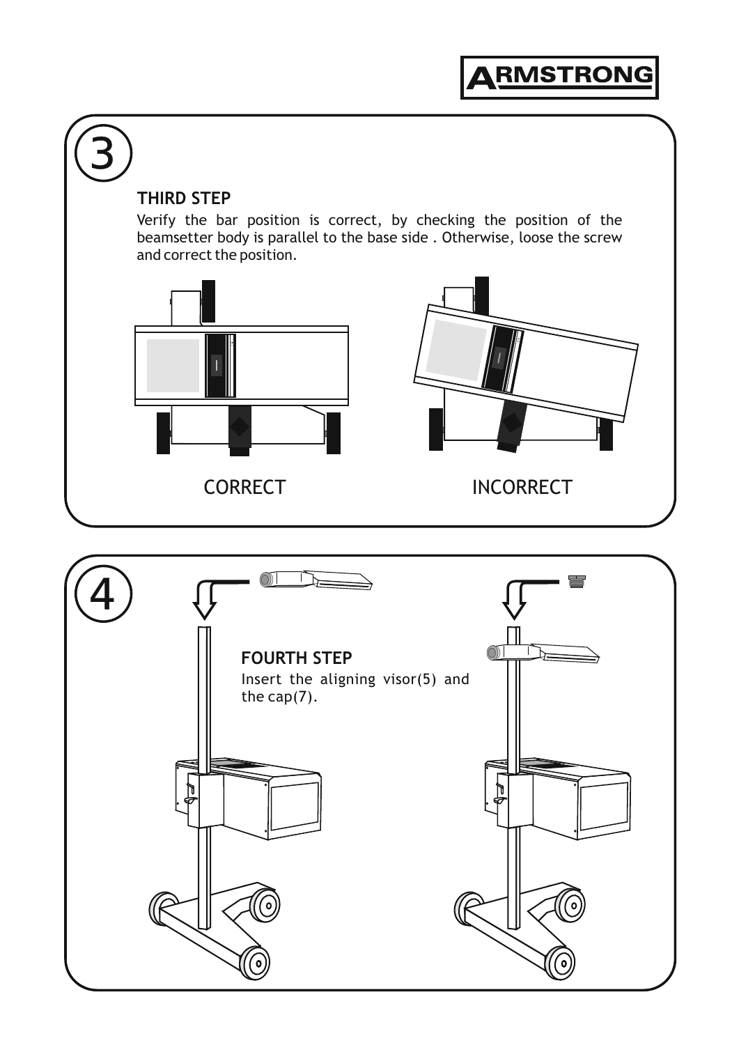3

### THIRD STEP

Verify the bar position is correct, by checking the position of the beamsetter body is parallel to the base side . Otherwise, loose the screw and correct the position.

CORRECT

INCORRECT

4

### FOURTH STEP

Insert the aligning visor(5) and the cap(7).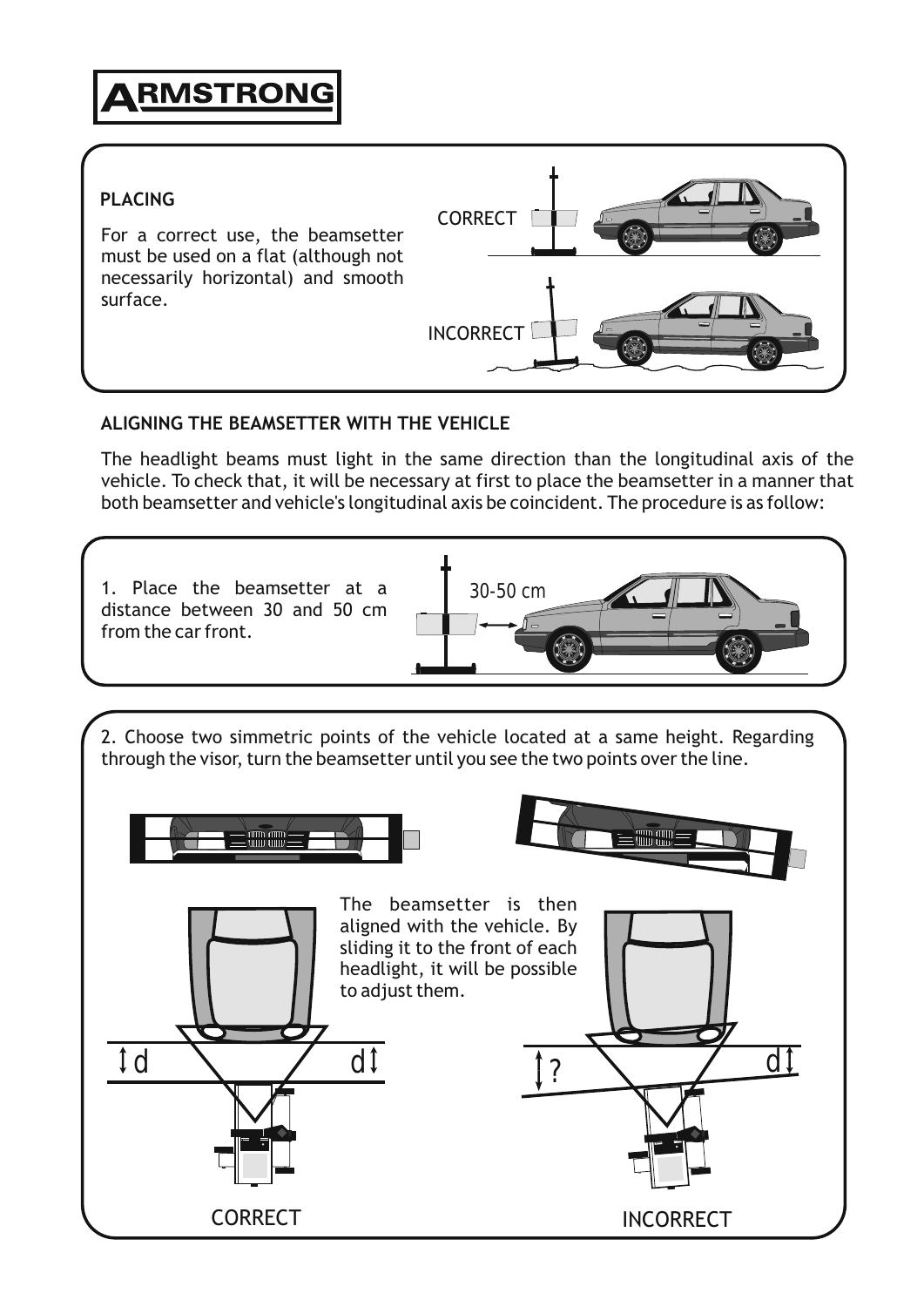**ARMSTRONG**

## PLACING

For a correct use, the beamsetter must be used on a flat (although not necessarily horizontal) and smooth surface.

CORRECT

INCORRECT

## ALIGNING THE BEAMSETTER WITH THE VEHICLE

The headlight beams must light in the same direction than the longitudinal axis of the vehicle. To check that, it will be necessary at first to place the beamsetter in a manner that both beamsetter and vehicle's longitudinal axis be coincident. The procedure is as follow:

1. Place the beamsetter at a distance between 30 and 50 cm from the car front.

30-50 cm

2. Choose two simmetric points of the vehicle located at a same height. Regarding through the visor, turn the beamsetter until you see the two points over the line.

The beamsetter is then aligned with the vehicle. By sliding it to the front of each headlight, it will be possible to adjust them.

d d

? d

CORRECT

INCORRECT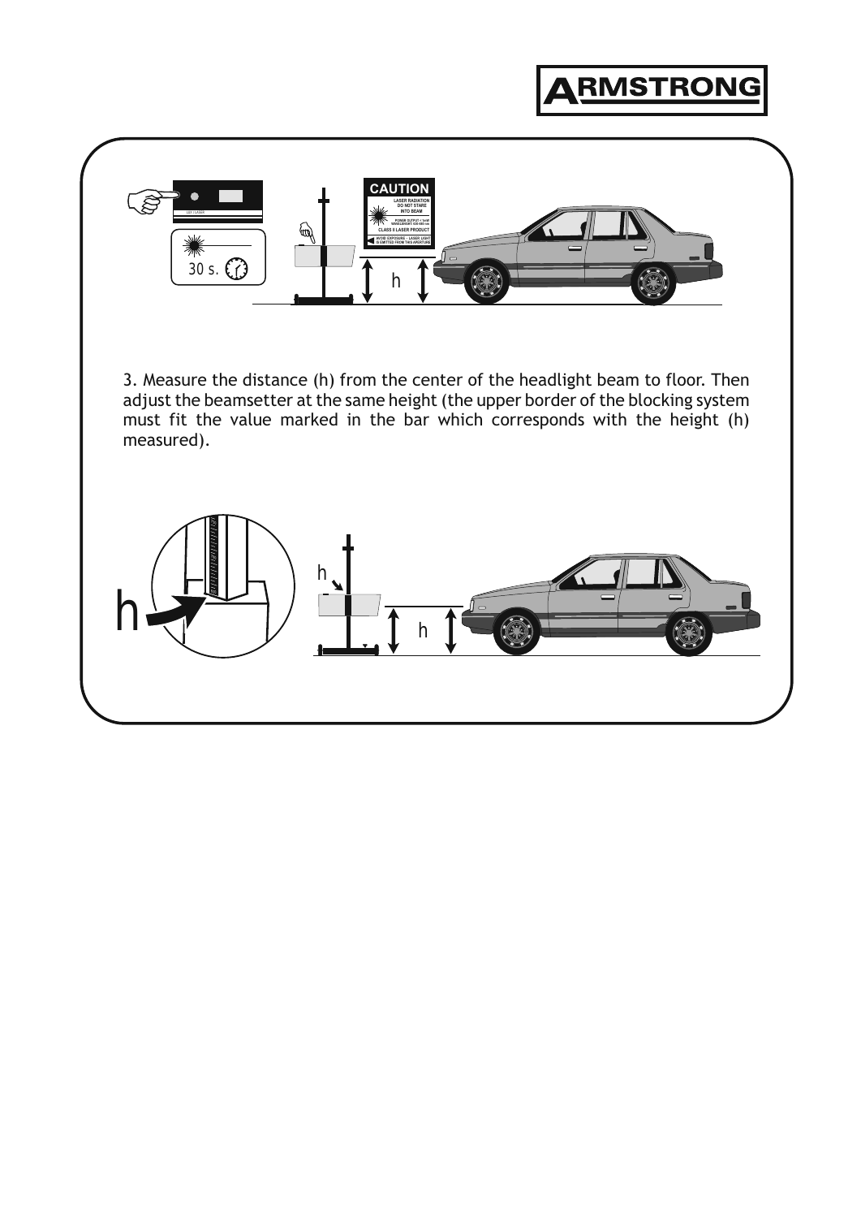3. Measure the distance (h) from the center of the headlight beam to floor. Then adjust the beamsetter at the same height (the upper border of the blocking system must fit the value marked in the bar which corresponds with the height (h) measured).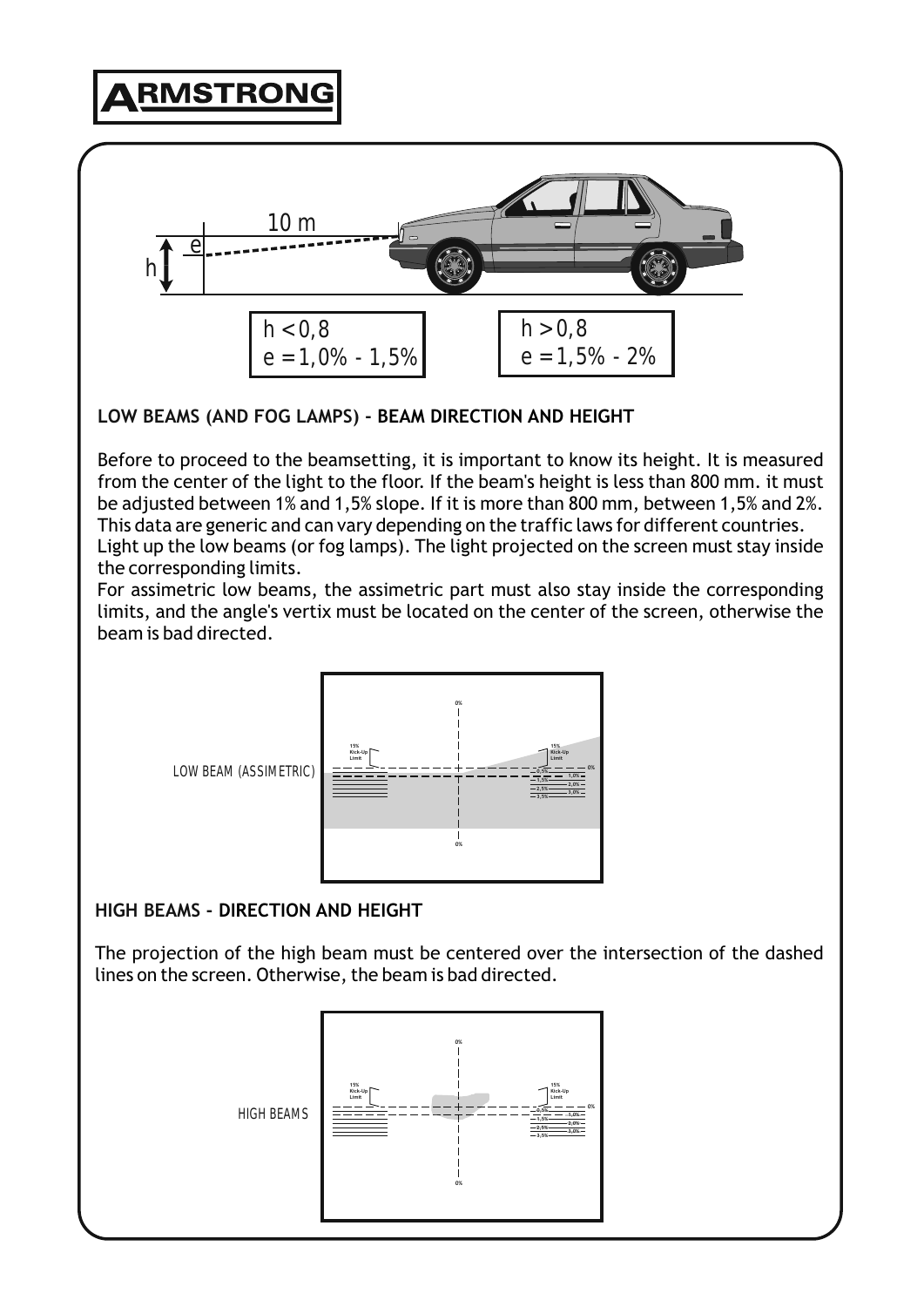# ARMSTRONG

10 m

e

h

| h < 0,8 |
| --- |
| e = 1,0% - 1,5% |

| h > 0,8 |
| --- |
| e = 1,5% - 2% |

**LOW BEAMS (AND FOG LAMPS) - BEAM DIRECTION AND HEIGHT**

Before to proceed to the beamsetting, it is important to know its height. It is measured from the center of the light to the floor. If the beam's height is less than 800 mm. it must be adjusted between 1% and 1,5% slope. If it is more than 800 mm, between 1,5% and 2%. This data are generic and can vary depending on the traffic laws for different countries. Light up the low beams (or fog lamps). The light projected on the screen must stay inside the corresponding limits.

For assimetric low beams, the assimetric part must also stay inside the corresponding limits, and the angle's vertix must be located on the center of the screen, otherwise the beam is bad directed.

LOW BEAM (ASSIMETRIC)

**HIGH BEAMS - DIRECTION AND HEIGHT**

The projection of the high beam must be centered over the intersection of the dashed lines on the screen. Otherwise, the beam is bad directed.

HIGH BEAMS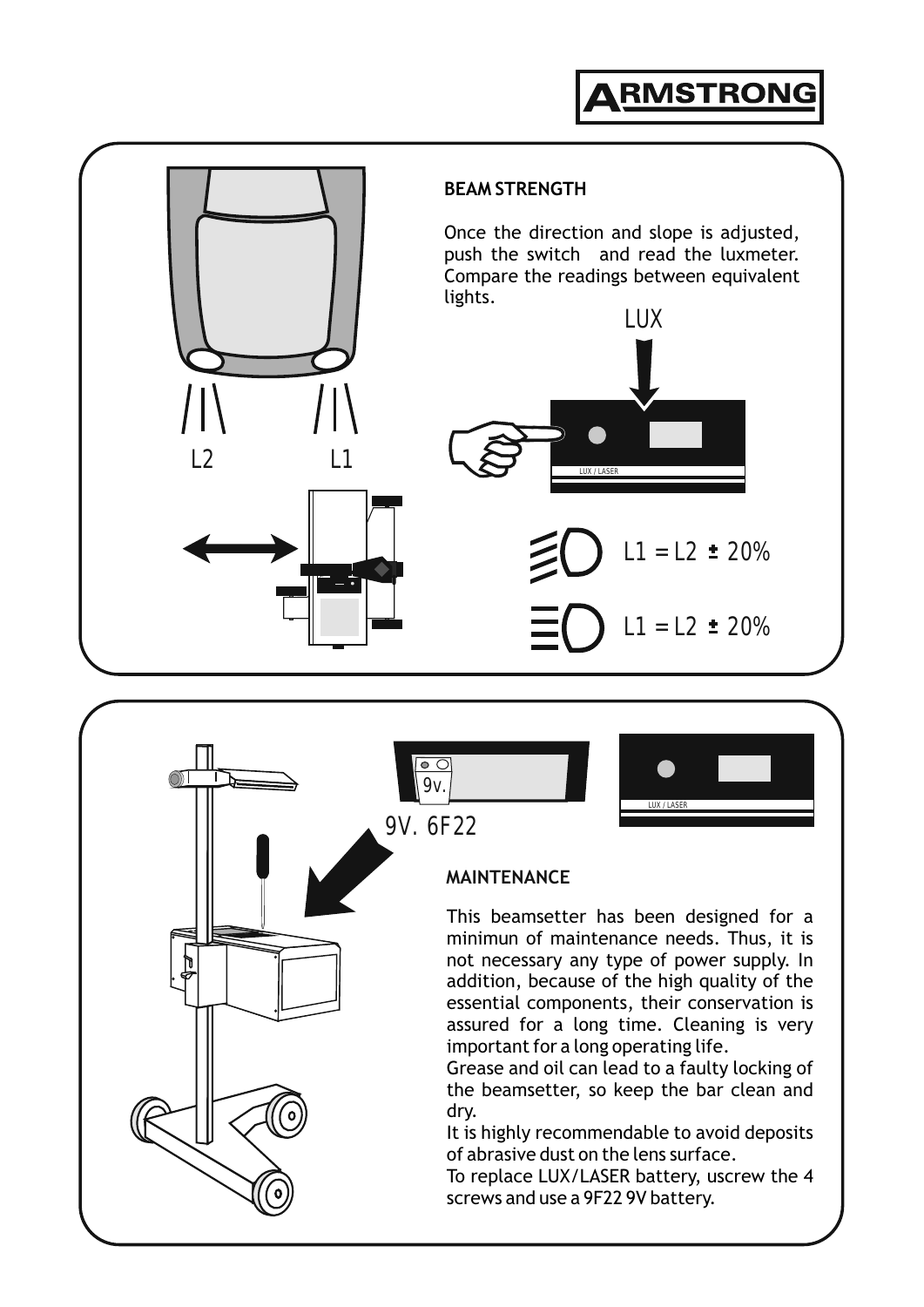## BEAM STRENGTH

Once the direction and slope is adjusted, push the switch and read the luxmeter. Compare the readings between equivalent lights.

LUX

L2 L1

LUX / LASER

L1 = L2 ± 20%

L1 = L2 ± 20%

9v.

9V. 6F22

LUX / LASER

## MAINTENANCE

This beamsetter has been designed for a minimun of maintenance needs. Thus, it is not necessary any type of power supply. In addition, because of the high quality of the essential components, their conservation is assured for a long time. Cleaning is very important for a long operating life.

Grease and oil can lead to a faulty locking of the beamsetter, so keep the bar clean and dry.

It is highly recommendable to avoid deposits of abrasive dust on the lens surface.

To replace LUX/LASER battery, uscrew the 4 screws and use a 9F22 9V battery.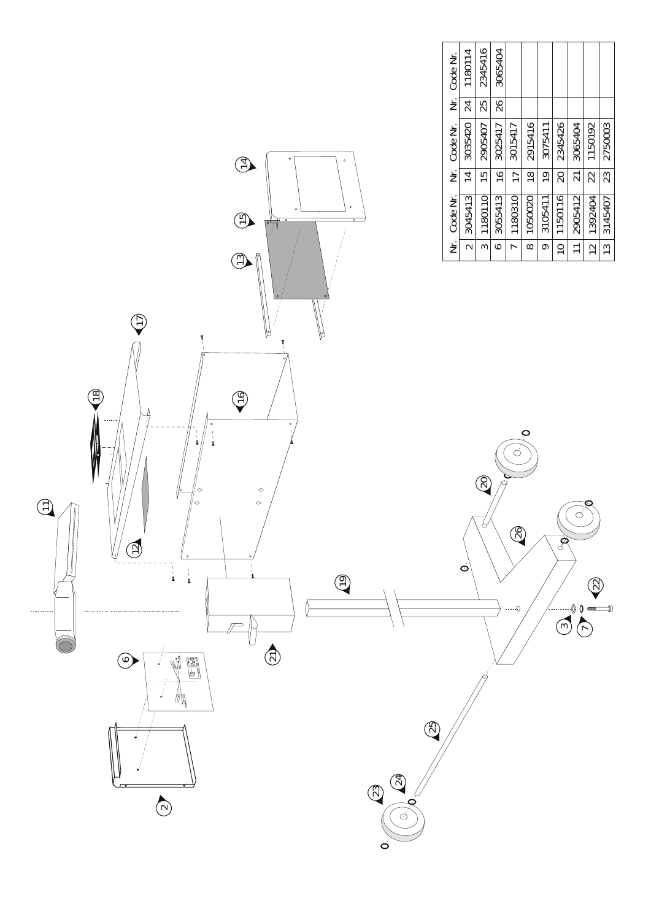| Nr. | Code Nr. | Nr. | Code Nr. | Nr. | Code Nr. |
|---|---|---|---|---|---|
| 2 | 3045413 | 14 | 3035420 | 24 | 1180114 |
| 3 | 1180110 | 15 | 2905407 | 25 | 2345416 |
| 6 | 3055413 | 16 | 3025417 | 26 | 3065404 |
| 7 | 1180310 | 17 | 3015417 | | |
| 8 | 1050020 | 18 | 2915416 | | |
| 9 | 3105411 | 19 | 3075411 | | |
| 10 | 1150116 | 20 | 2345426 | | |
| 11 | 2905412 | 21 | 3065404 | | |
| 12 | 1392404 | 22 | 1150192 | | |
| 13 | 3145407 | 23 | 2750003 | | |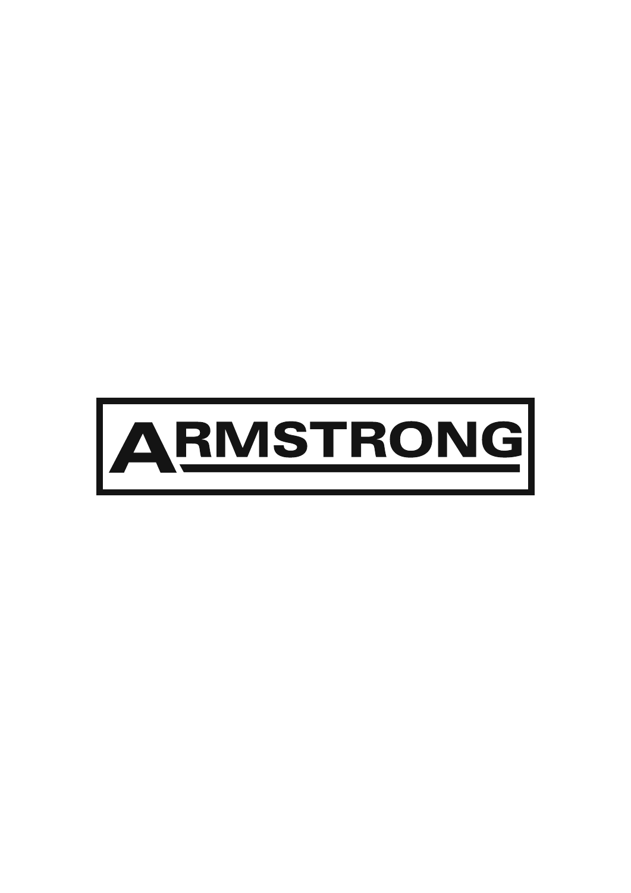ARMSTRONG